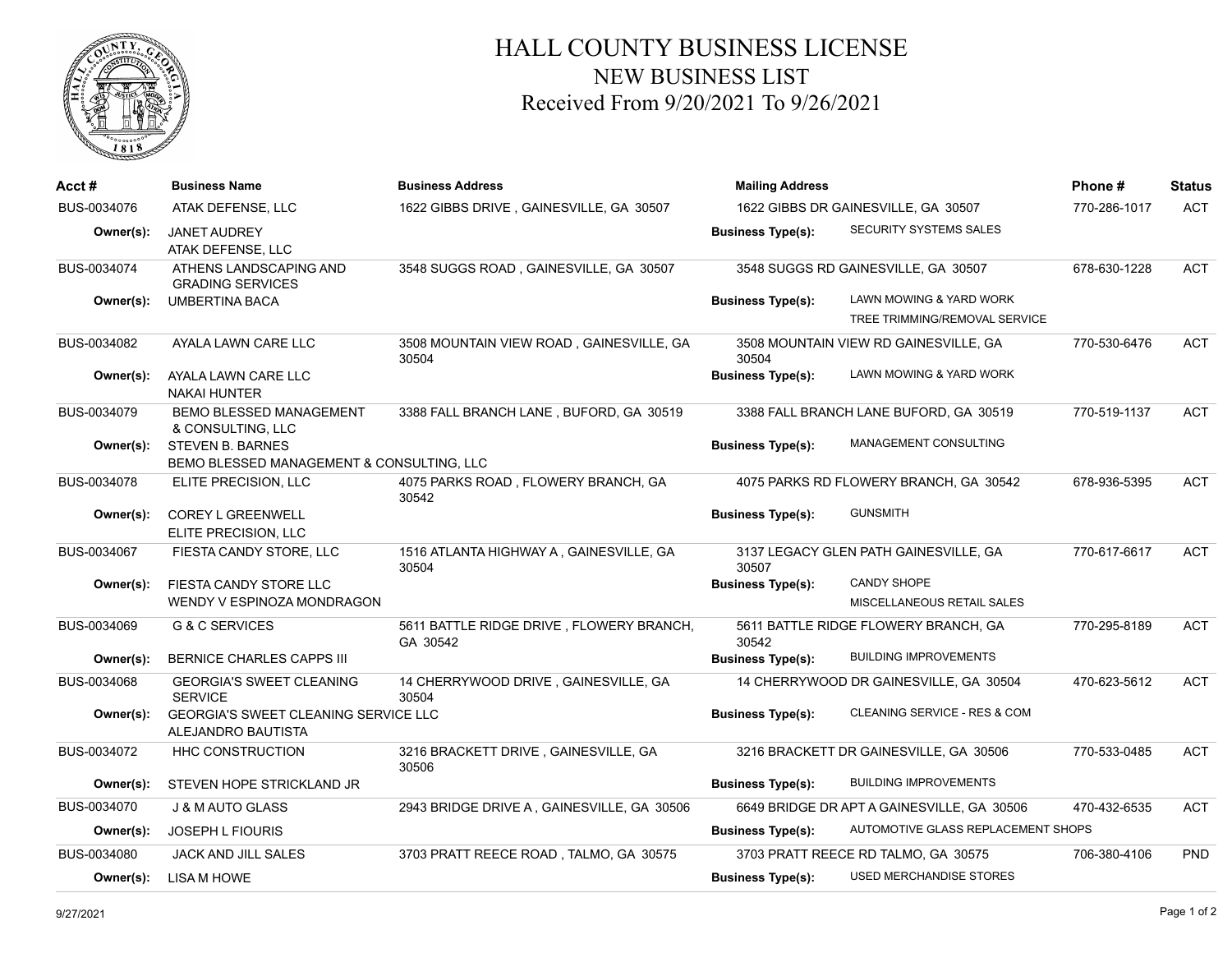# HALL COUNTY BUSINESS LICENSE
## NEW BUSINESS LIST
### Received From 9/20/2021 To 9/26/2021

| Acct # | Business Name | Business Address | Mailing Address | Phone # | Status |
|---|---|---|---|---|---|
| BUS-0034076 | ATAK DEFENSE, LLC | 1622 GIBBS DRIVE , GAINESVILLE, GA 30507 | 1622 GIBBS DR GAINESVILLE, GA 30507 | 770-286-1017 | ACT |
| Owner(s): | JANET AUDREY<br>ATAK DEFENSE, LLC | | Business Type(s): SECURITY SYSTEMS SALES | | |
| BUS-0034074 | ATHENS LANDSCAPING AND GRADING SERVICES | 3548 SUGGS ROAD , GAINESVILLE, GA 30507 | 3548 SUGGS RD GAINESVILLE, GA 30507 | 678-630-1228 | ACT |
| Owner(s): | UMBERTINA BACA | | Business Type(s): LAWN MOWING & YARD WORK<br>TREE TRIMMING/REMOVAL SERVICE | | |
| BUS-0034082 | AYALA LAWN CARE LLC | 3508 MOUNTAIN VIEW ROAD , GAINESVILLE, GA 30504 | 3508 MOUNTAIN VIEW RD GAINESVILLE, GA 30504 | 770-530-6476 | ACT |
| Owner(s): | AYALA LAWN CARE LLC<br>NAKAI HUNTER | | Business Type(s): LAWN MOWING & YARD WORK | | |
| BUS-0034079 | BEMO BLESSED MANAGEMENT & CONSULTING, LLC | 3388 FALL BRANCH LANE , BUFORD, GA 30519 | 3388 FALL BRANCH LANE BUFORD, GA 30519 | 770-519-1137 | ACT |
| Owner(s): | STEVEN B. BARNES<br>BEMO BLESSED MANAGEMENT & CONSULTING, LLC | | Business Type(s): MANAGEMENT CONSULTING | | |
| BUS-0034078 | ELITE PRECISION, LLC | 4075 PARKS ROAD , FLOWERY BRANCH, GA 30542 | 4075 PARKS RD FLOWERY BRANCH, GA 30542 | 678-936-5395 | ACT |
| Owner(s): | COREY L GREENWELL<br>ELITE PRECISION, LLC | | Business Type(s): GUNSMITH | | |
| BUS-0034067 | FIESTA CANDY STORE, LLC | 1516 ATLANTA HIGHWAY A , GAINESVILLE, GA 30504 | 3137 LEGACY GLEN PATH GAINESVILLE, GA 30507 | 770-617-6617 | ACT |
| Owner(s): | FIESTA CANDY STORE LLC<br>WENDY V ESPINOZA MONDRAGON | | Business Type(s): CANDY SHOPE<br>MISCELLANEOUS RETAIL SALES | | |
| BUS-0034069 | G & C SERVICES | 5611 BATTLE RIDGE DRIVE , FLOWERY BRANCH, GA 30542 | 5611 BATTLE RIDGE FLOWERY BRANCH, GA 30542 | 770-295-8189 | ACT |
| Owner(s): | BERNICE CHARLES CAPPS III | | Business Type(s): BUILDING IMPROVEMENTS | | |
| BUS-0034068 | GEORGIA'S SWEET CLEANING SERVICE | 14 CHERRYWOOD DRIVE , GAINESVILLE, GA 30504 | 14 CHERRYWOOD DR GAINESVILLE, GA 30504 | 470-623-5612 | ACT |
| Owner(s): | GEORGIA'S SWEET CLEANING SERVICE LLC<br>ALEJANDRO BAUTISTA | | Business Type(s): CLEANING SERVICE - RES & COM | | |
| BUS-0034072 | HHC CONSTRUCTION | 3216 BRACKETT DRIVE , GAINESVILLE, GA 30506 | 3216 BRACKETT DR GAINESVILLE, GA 30506 | 770-533-0485 | ACT |
| Owner(s): | STEVEN HOPE STRICKLAND JR | | Business Type(s): BUILDING IMPROVEMENTS | | |
| BUS-0034070 | J & M AUTO GLASS | 2943 BRIDGE DRIVE A , GAINESVILLE, GA 30506 | 6649 BRIDGE DR APT A GAINESVILLE, GA 30506 | 470-432-6535 | ACT |
| Owner(s): | JOSEPH L FIOURIS | | Business Type(s): AUTOMOTIVE GLASS REPLACEMENT SHOPS | | |
| BUS-0034080 | JACK AND JILL SALES | 3703 PRATT REECE ROAD , TALMO, GA 30575 | 3703 PRATT REECE RD TALMO, GA 30575 | 706-380-4106 | PND |
| Owner(s): | LISA M HOWE | | Business Type(s): USED MERCHANDISE STORES | | |

9/27/2021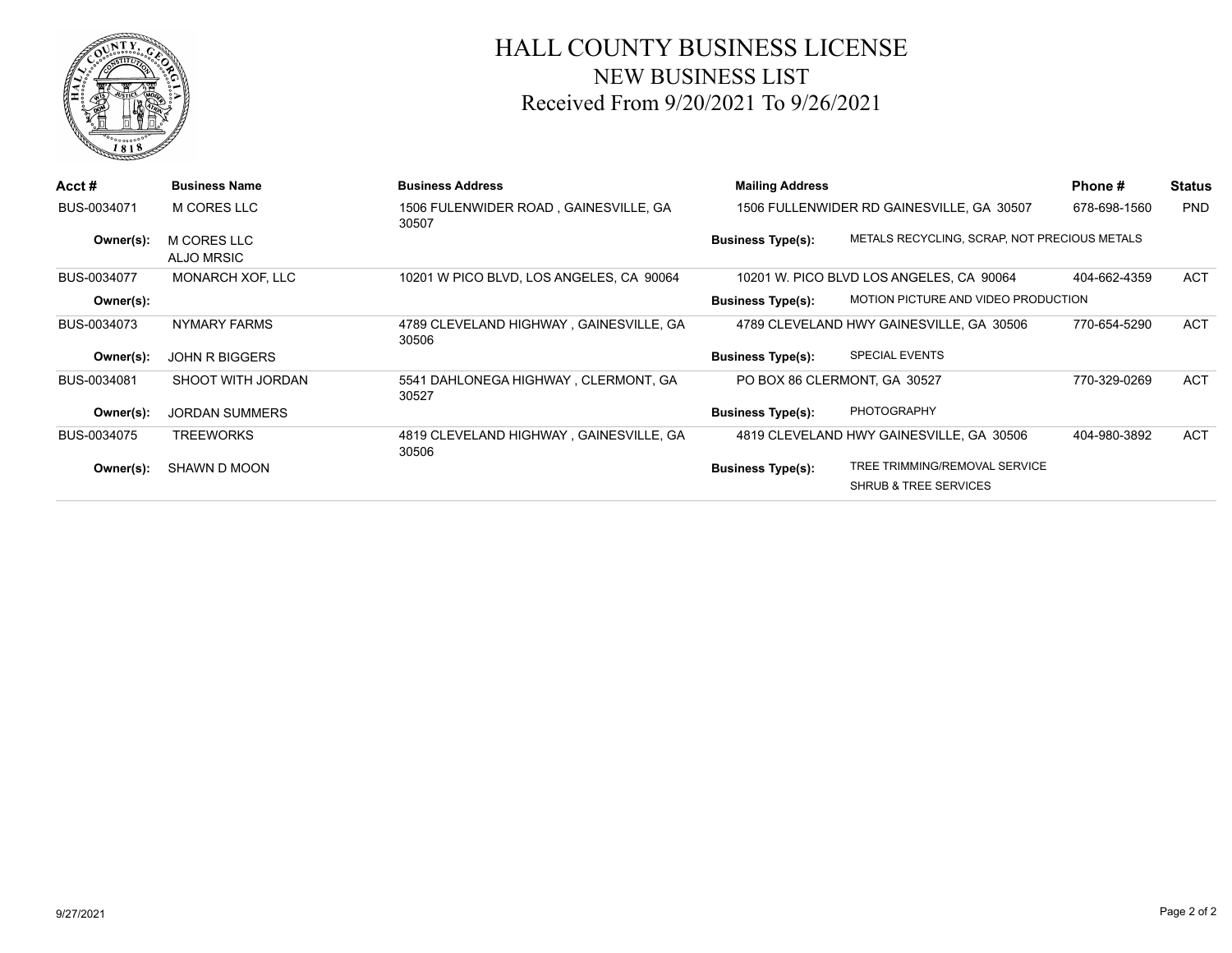# HALL COUNTY BUSINESS LICENSE
## NEW BUSINESS LIST
## Received From 9/20/2021 To 9/26/2021

| Acct # | Business Name | Business Address | Mailing Address | | Phone # | Status |
|---|---|---|---|---|---|---|
| BUS-0034071 | M CORES LLC | 1506 FULENWIDER ROAD , GAINESVILLE, GA 30507 | 1506 FULLENWIDER RD GAINESVILLE, GA 30507 | | 678-698-1560 | PND |
| **Owner(s):** | M CORES LLC<br>ALJO MRSIC | | **Business Type(s):** | METALS RECYCLING, SCRAP, NOT PRECIOUS METALS | | |
| BUS-0034077 | MONARCH XOF, LLC | 10201 W PICO BLVD, LOS ANGELES, CA 90064 | 10201 W. PICO BLVD LOS ANGELES, CA 90064 | | 404-662-4359 | ACT |
| **Owner(s):** | | | **Business Type(s):** | MOTION PICTURE AND VIDEO PRODUCTION | | |
| BUS-0034073 | NYMARY FARMS | 4789 CLEVELAND HIGHWAY , GAINESVILLE, GA 30506 | 4789 CLEVELAND HWY GAINESVILLE, GA 30506 | | 770-654-5290 | ACT |
| **Owner(s):** | JOHN R BIGGERS | | **Business Type(s):** | SPECIAL EVENTS | | |
| BUS-0034081 | SHOOT WITH JORDAN | 5541 DAHLONEGA HIGHWAY , CLERMONT, GA 30527 | PO BOX 86 CLERMONT, GA 30527 | | 770-329-0269 | ACT |
| **Owner(s):** | JORDAN SUMMERS | | **Business Type(s):** | PHOTOGRAPHY | | |
| BUS-0034075 | TREEWORKS | 4819 CLEVELAND HIGHWAY , GAINESVILLE, GA 30506 | 4819 CLEVELAND HWY GAINESVILLE, GA 30506 | | 404-980-3892 | ACT |
| **Owner(s):** | SHAWN D MOON | | **Business Type(s):** | TREE TRIMMING/REMOVAL SERVICE<br>SHRUB & TREE SERVICES | | |

9/27/2021